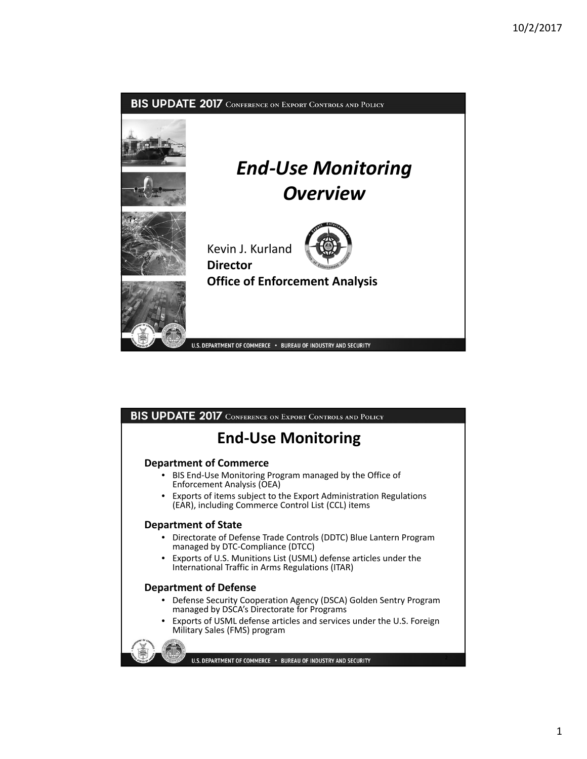# End-Use Monitoring Overview

Kevin J. Kurland
**Director**
**Office of Enforcement Analysis**

## End-Use Monitoring

**Department of Commerce**

- BIS End-Use Monitoring Program managed by the Office of Enforcement Analysis (OEA)
- Exports of items subject to the Export Administration Regulations (EAR), including Commerce Control List (CCL) items

**Department of State**

- Directorate of Defense Trade Controls (DDTC) Blue Lantern Program managed by DTC-Compliance (DTCC)
- Exports of U.S. Munitions List (USML) defense articles under the International Traffic in Arms Regulations (ITAR)

**Department of Defense**

- Defense Security Cooperation Agency (DSCA) Golden Sentry Program managed by DSCA's Directorate for Programs
- Exports of USML defense articles and services under the U.S. Foreign Military Sales (FMS) program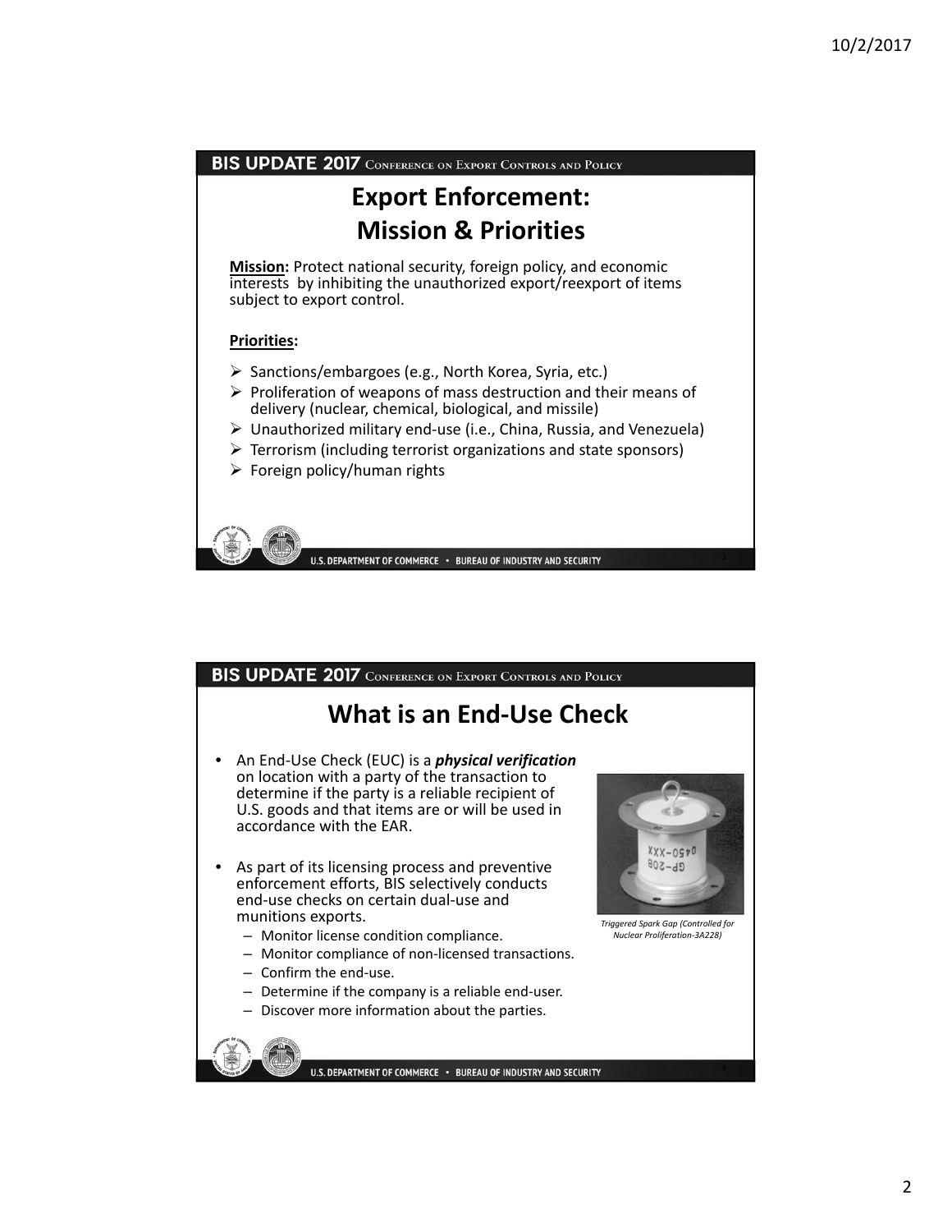## Export Enforcement: Mission & Priorities

**Mission:** Protect national security, foreign policy, and economic interests by inhibiting the unauthorized export/reexport of items subject to export control.

**Priorities:**

- Sanctions/embargoes (e.g., North Korea, Syria, etc.)
- Proliferation of weapons of mass destruction and their means of delivery (nuclear, chemical, biological, and missile)
- Unauthorized military end-use (i.e., China, Russia, and Venezuela)
- Terrorism (including terrorist organizations and state sponsors)
- Foreign policy/human rights

## What is an End-Use Check

- An End-Use Check (EUC) is a ***physical verification*** on location with a party of the transaction to determine if the party is a reliable recipient of U.S. goods and that items are or will be used in accordance with the EAR.
- As part of its licensing process and preventive enforcement efforts, BIS selectively conducts end-use checks on certain dual-use and munitions exports.
  - Monitor license condition compliance.
  - Monitor compliance of non-licensed transactions.
  - Confirm the end-use.
  - Determine if the company is a reliable end-user.
  - Discover more information about the parties.

*Triggered Spark Gap (Controlled for Nuclear Proliferation-3A228)*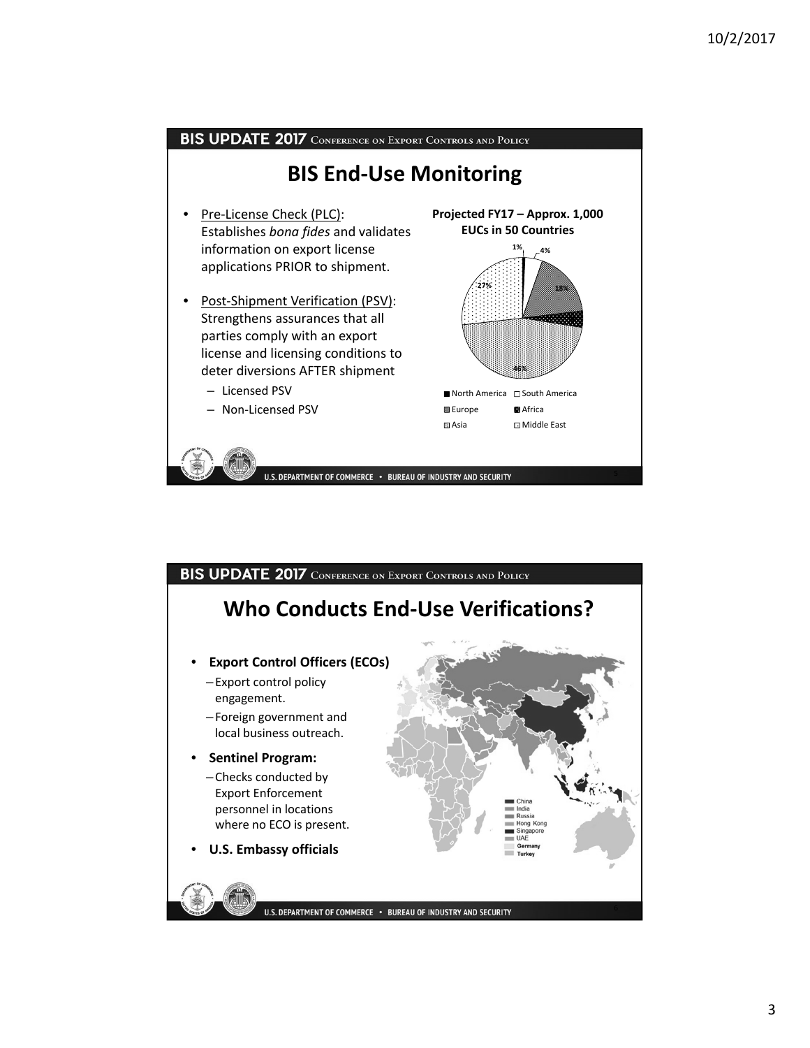## BIS End-Use Monitoring

- Pre-License Check (PLC): Establishes *bona fides* and validates information on export license applications PRIOR to shipment.
- Post-Shipment Verification (PSV): Strengthens assurances that all parties comply with an export license and licensing conditions to deter diversions AFTER shipment
  - Licensed PSV
  - Non-Licensed PSV

**Projected FY17 – Approx. 1,000 EUCs in 50 Countries**

| Region | Share |
|---|---|
| North America | 1% |
| South America | 4% |
| Europe | 18% |
| Africa | 4% |
| Asia | 46% |
| Middle East | 27% |

## Who Conducts End-Use Verifications?

- **Export Control Officers (ECOs)**
  - Export control policy engagement.
  - Foreign government and local business outreach.
- **Sentinel Program:**
  - Checks conducted by Export Enforcement personnel in locations where no ECO is present.
- **U.S. Embassy officials**

Map legend: China, India, Russia, Hong Kong, Singapore, UAE, **Germany**, **Turkey**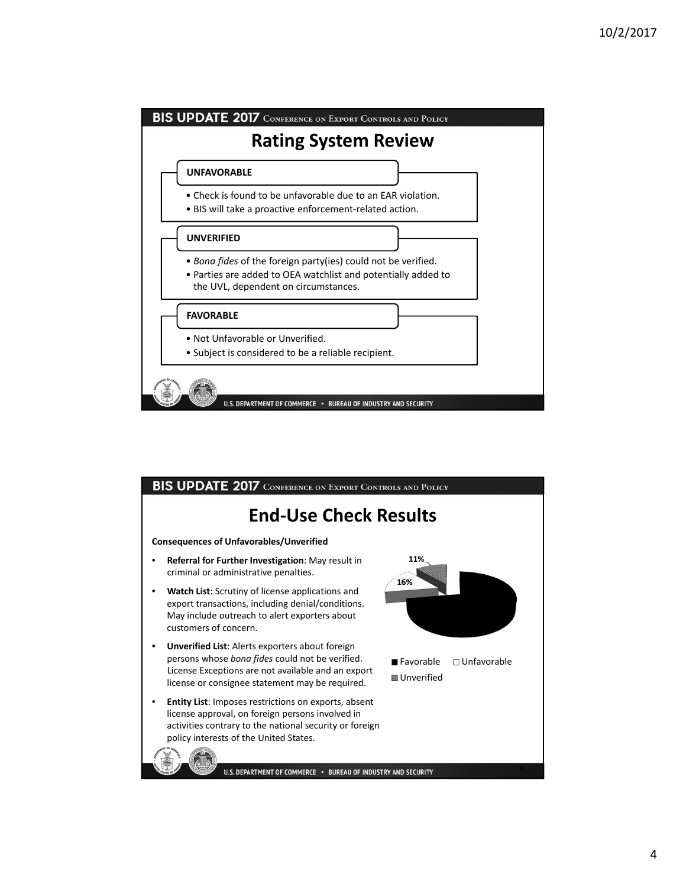## Rating System Review

**UNFAVORABLE**

- Check is found to be unfavorable due to an EAR violation.
- BIS will take a proactive enforcement-related action.

**UNVERIFIED**

- *Bona fides* of the foreign party(ies) could not be verified.
- Parties are added to OEA watchlist and potentially added to the UVL, dependent on circumstances.

**FAVORABLE**

- Not Unfavorable or Unverified.
- Subject is considered to be a reliable recipient.

## End-Use Check Results

**Consequences of Unfavorables/Unverified**

- **Referral for Further Investigation**: May result in criminal or administrative penalties.
- **Watch List**: Scrutiny of license applications and export transactions, including denial/conditions. May include outreach to alert exporters about customers of concern.
- **Unverified List**: Alerts exporters about foreign persons whose *bona fides* could not be verified. License Exceptions are not available and an export license or consignee statement may be required.
- **Entity List**: Imposes restrictions on exports, absent license approval, on foreign persons involved in activities contrary to the national security or foreign policy interests of the United States.

11%

16%

■ Favorable □ Unfavorable ▩ Unverified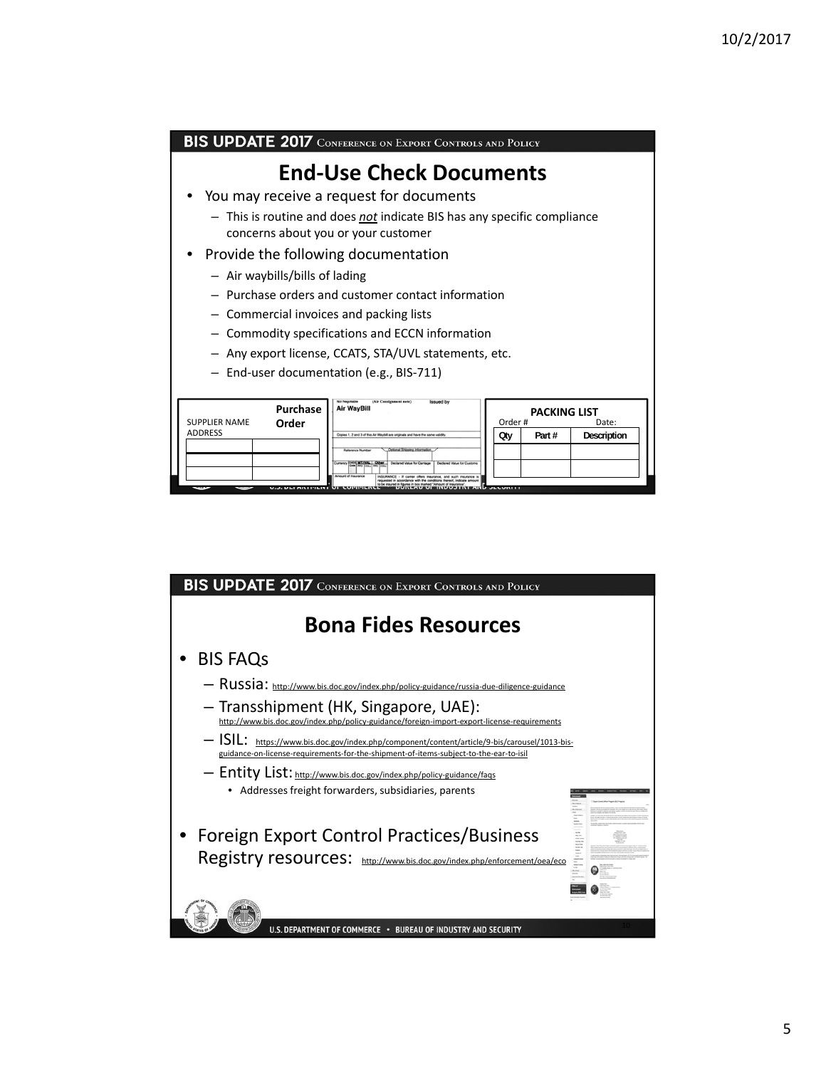## End-Use Check Documents

- You may receive a request for documents
  - This is routine and does ***not*** indicate BIS has any specific compliance concerns about you or your customer
- Provide the following documentation
  - Air waybills/bills of lading
  - Purchase orders and customer contact information
  - Commercial invoices and packing lists
  - Commodity specifications and ECCN information
  - Any export license, CCATS, STA/UVL statements, etc.
  - End-user documentation (e.g., BIS-711)

SUPPLIER NAME
ADDRESS
**Purchase Order**

**Air WayBill**

**PACKING LIST**
Order #          Date:

| Qty | Part # | Description |
|---|---|---|
| | | |
| | | |

## Bona Fides Resources

- BIS FAQs
  - Russia: http://www.bis.doc.gov/index.php/policy-guidance/russia-due-diligence-guidance
  - Transshipment (HK, Singapore, UAE): http://www.bis.doc.gov/index.php/policy-guidance/foreign-import-export-license-requirements
  - ISIL: https://www.bis.doc.gov/index.php/component/content/article/9-bis/carousel/1013-bis-guidance-on-license-requirements-for-the-shipment-of-items-subject-to-the-ear-to-isil
  - Entity List: http://www.bis.doc.gov/index.php/policy-guidance/faqs
    - Addresses freight forwarders, subsidiaries, parents
- Foreign Export Control Practices/Business Registry resources: http://www.bis.doc.gov/index.php/enforcement/oea/eco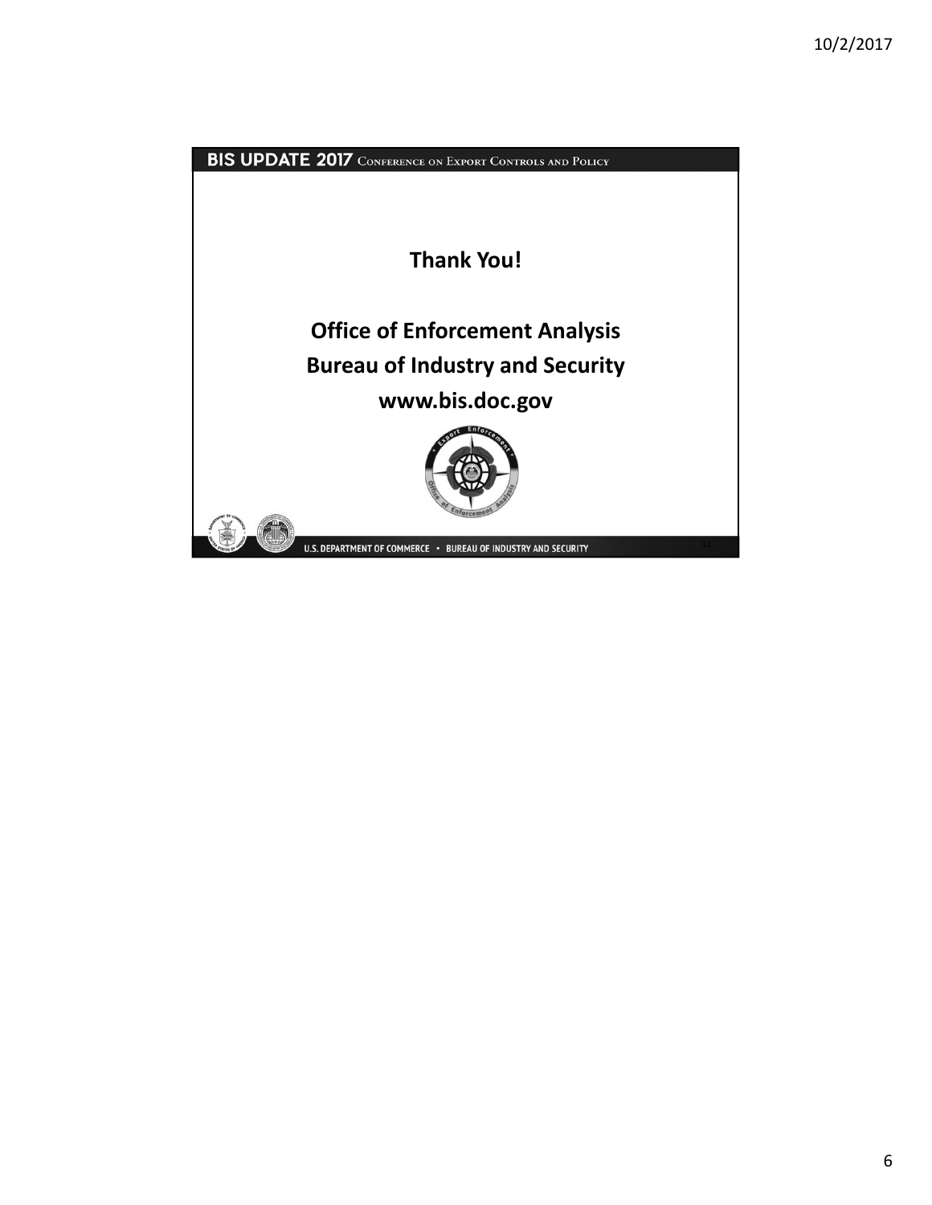**BIS UPDATE 2017** Conference on Export Controls and Policy

**Thank You!**

**Office of Enforcement Analysis**

**Bureau of Industry and Security**

**www.bis.doc.gov**

U.S. DEPARTMENT OF COMMERCE • BUREAU OF INDUSTRY AND SECURITY